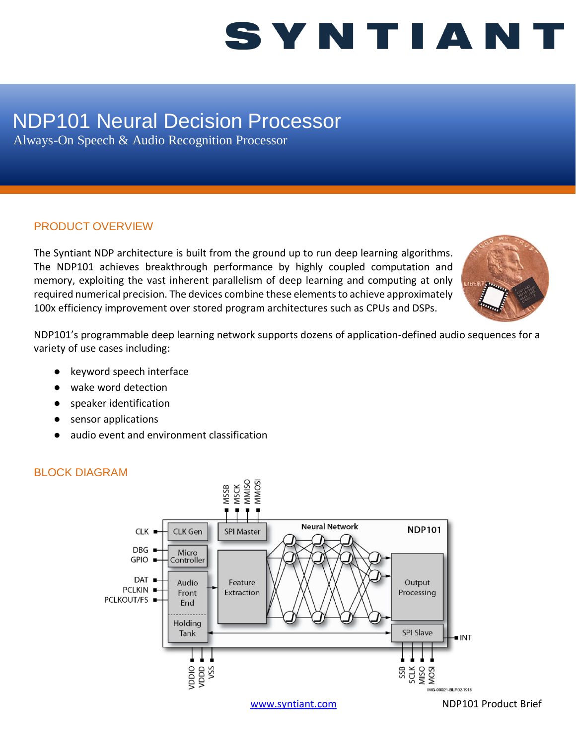# SYNTIANT

# NDP101 Neural Decision Processor

Always-On Speech & Audio Recognition Processor

## PRODUCT OVERVIEW

The Syntiant NDP architecture is built from the ground up to run deep learning algorithms. The NDP101 achieves breakthrough performance by highly coupled computation and memory, exploiting the vast inherent parallelism of deep learning and computing at only required numerical precision. The devices combine these elements to achieve approximately 100x efficiency improvement over stored program architectures such as CPUs and DSPs.

NDP101's programmable deep learning network supports dozens of application-defined audio sequences for a variety of use cases including:

- keyword speech interface
- wake word detection
- speaker identification
- sensor applications
- audio event and environment classification

## BLOCK DIAGRAM

www.syntiant.com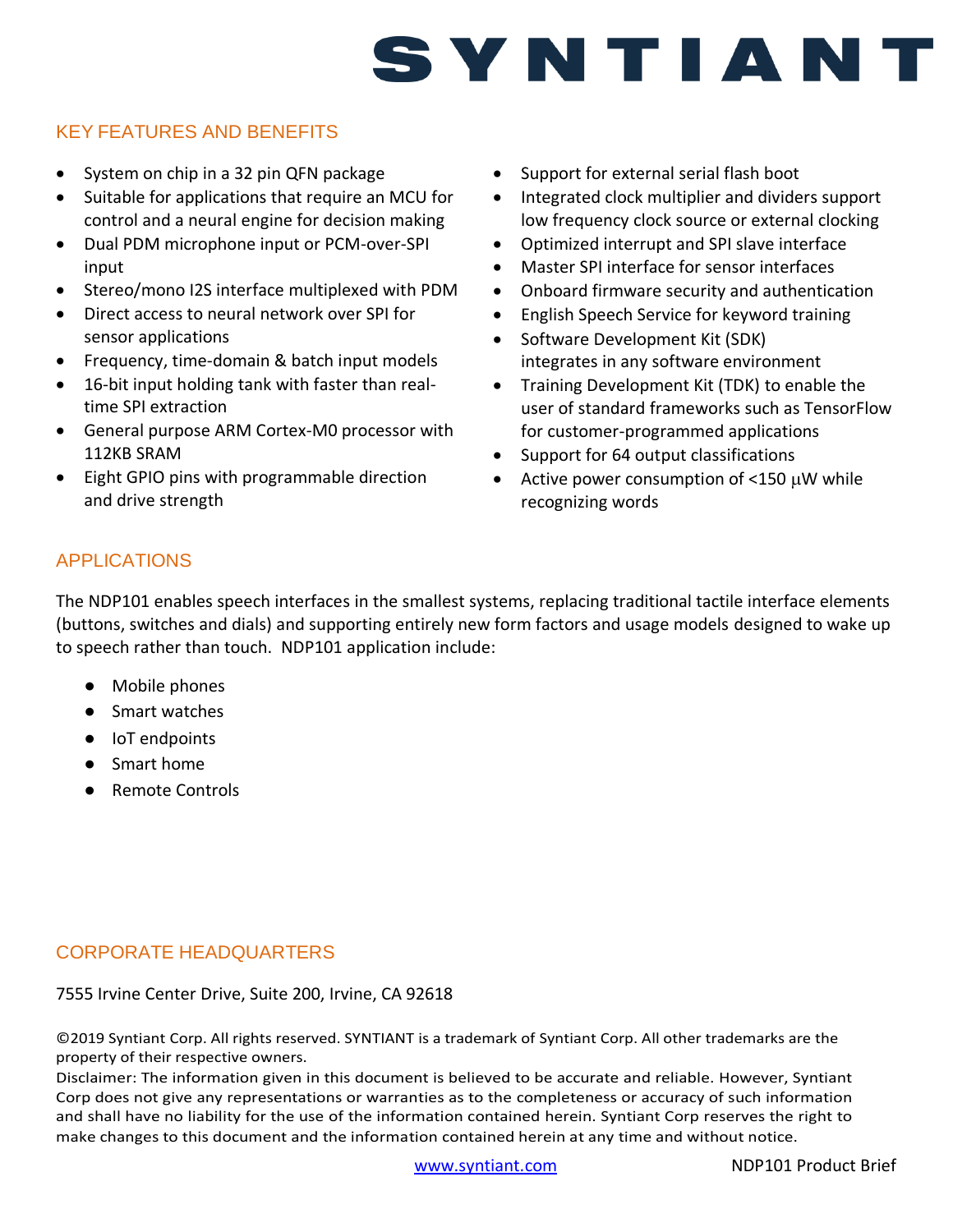## KEY FEATURES AND BENEFITS

- System on chip in a 32 pin QFN package
- Suitable for applications that require an MCU for control and a neural engine for decision making
- Dual PDM microphone input or PCM-over-SPI input
- Stereo/mono I2S interface multiplexed with PDM
- Direct access to neural network over SPI for sensor applications
- Frequency, time-domain & batch input models
- 16-bit input holding tank with faster than real-time SPI extraction
- General purpose ARM Cortex-M0 processor with 112KB SRAM
- Eight GPIO pins with programmable direction and drive strength
- Support for external serial flash boot
- Integrated clock multiplier and dividers support low frequency clock source or external clocking
- Optimized interrupt and SPI slave interface
- Master SPI interface for sensor interfaces
- Onboard firmware security and authentication
- English Speech Service for keyword training
- Software Development Kit (SDK) integrates in any software environment
- Training Development Kit (TDK) to enable the user of standard frameworks such as TensorFlow for customer-programmed applications
- Support for 64 output classifications
- Active power consumption of <150 μW while recognizing words

## APPLICATIONS

The NDP101 enables speech interfaces in the smallest systems, replacing traditional tactile interface elements (buttons, switches and dials) and supporting entirely new form factors and usage models designed to wake up to speech rather than touch. NDP101 application include:

- Mobile phones
- Smart watches
- IoT endpoints
- Smart home
- Remote Controls

## CORPORATE HEADQUARTERS

7555 Irvine Center Drive, Suite 200, Irvine, CA 92618

©2019 Syntiant Corp. All rights reserved. SYNTIANT is a trademark of Syntiant Corp. All other trademarks are the property of their respective owners.
Disclaimer: The information given in this document is believed to be accurate and reliable. However, Syntiant Corp does not give any representations or warranties as to the completeness or accuracy of such information and shall have no liability for the use of the information contained herein. Syntiant Corp reserves the right to make changes to this document and the information contained herein at any time and without notice.

www.syntiant.com